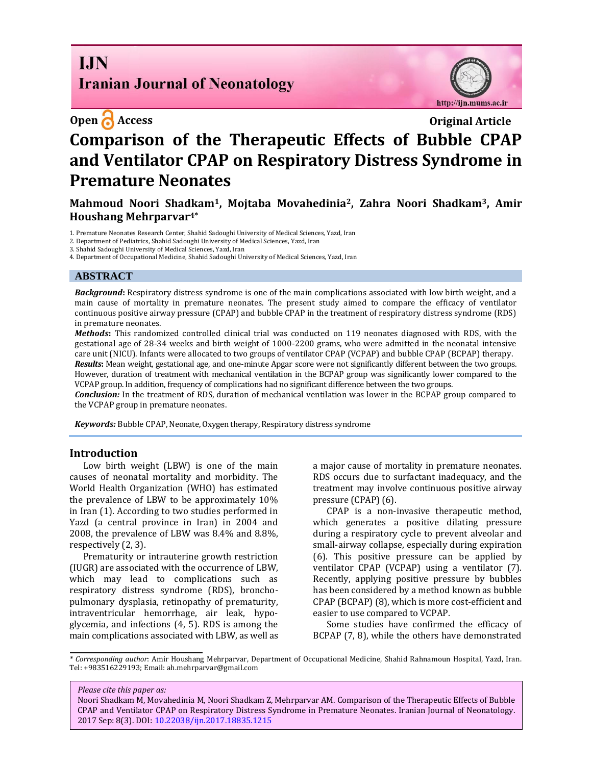Open Access

Original Article

# Comparison of the Therapeutic Effects of Bubble CPAP and Ventilator CPAP on Respiratory Distress Syndrome in Premature Neonates

**Mahmoud Noori Shadkam[1], Mojtaba Movahedinia[2], Zahra Noori Shadkam[3], Amir Houshang Mehrparvar[4*]**

1. Premature Neonates Research Center, Shahid Sadoughi University of Medical Sciences, Yazd, Iran
2. Department of Pediatrics, Shahid Sadoughi University of Medical Sciences, Yazd, Iran
3. Shahid Sadoughi University of Medical Sciences, Yazd, Iran
4. Department of Occupational Medicine, Shahid Sadoughi University of Medical Sciences, Yazd, Iran

## ABSTRACT

***Background*:** Respiratory distress syndrome is one of the main complications associated with low birth weight, and a main cause of mortality in premature neonates. The present study aimed to compare the efficacy of ventilator continuous positive airway pressure (CPAP) and bubble CPAP in the treatment of respiratory distress syndrome (RDS) in premature neonates.

***Methods*:** This randomized controlled clinical trial was conducted on 119 neonates diagnosed with RDS, with the gestational age of 28-34 weeks and birth weight of 1000-2200 grams, who were admitted in the neonatal intensive care unit (NICU). Infants were allocated to two groups of ventilator CPAP (VCPAP) and bubble CPAP (BCPAP) therapy.

***Results*:** Mean weight, gestational age, and one-minute Apgar score were not significantly different between the two groups. However, duration of treatment with mechanical ventilation in the BCPAP group was significantly lower compared to the VCPAP group. In addition, frequency of complications had no significant difference between the two groups.

***Conclusion:*** In the treatment of RDS, duration of mechanical ventilation was lower in the BCPAP group compared to the VCPAP group in premature neonates.

***Keywords:*** Bubble CPAP, Neonate, Oxygen therapy, Respiratory distress syndrome

## Introduction

Low birth weight (LBW) is one of the main causes of neonatal mortality and morbidity. The World Health Organization (WHO) has estimated the prevalence of LBW to be approximately 10% in Iran (1). According to two studies performed in Yazd (a central province in Iran) in 2004 and 2008, the prevalence of LBW was 8.4% and 8.8%, respectively (2, 3).

Prematurity or intrauterine growth restriction (IUGR) are associated with the occurrence of LBW, which may lead to complications such as respiratory distress syndrome (RDS), broncho-pulmonary dysplasia, retinopathy of prematurity, intraventricular hemorrhage, air leak, hypo-glycemia, and infections (4, 5). RDS is among the main complications associated with LBW, as well as a major cause of mortality in premature neonates. RDS occurs due to surfactant inadequacy, and the treatment may involve continuous positive airway pressure (CPAP) (6).

CPAP is a non-invasive therapeutic method, which generates a positive dilating pressure during a respiratory cycle to prevent alveolar and small-airway collapse, especially during expiration (6). This positive pressure can be applied by ventilator CPAP (VCPAP) using a ventilator (7). Recently, applying positive pressure by bubbles has been considered by a method known as bubble CPAP (BCPAP) (8), which is more cost-efficient and easier to use compared to VCPAP.

Some studies have confirmed the efficacy of BCPAP (7, 8), while the others have demonstrated

\* *Corresponding author*: Amir Houshang Mehrparvar, Department of Occupational Medicine, Shahid Rahnamoun Hospital, Yazd, Iran. Tel: +983516229193; Email: ah.mehrparvar@gmail.com

*Please cite this paper as:*
Noori Shadkam M, Movahedinia M, Noori Shadkam Z, Mehrparvar AM. Comparison of the Therapeutic Effects of Bubble CPAP and Ventilator CPAP on Respiratory Distress Syndrome in Premature Neonates. Iranian Journal of Neonatology. 2017 Sep: 8(3). DOI: 10.22038/ijn.2017.18835.1215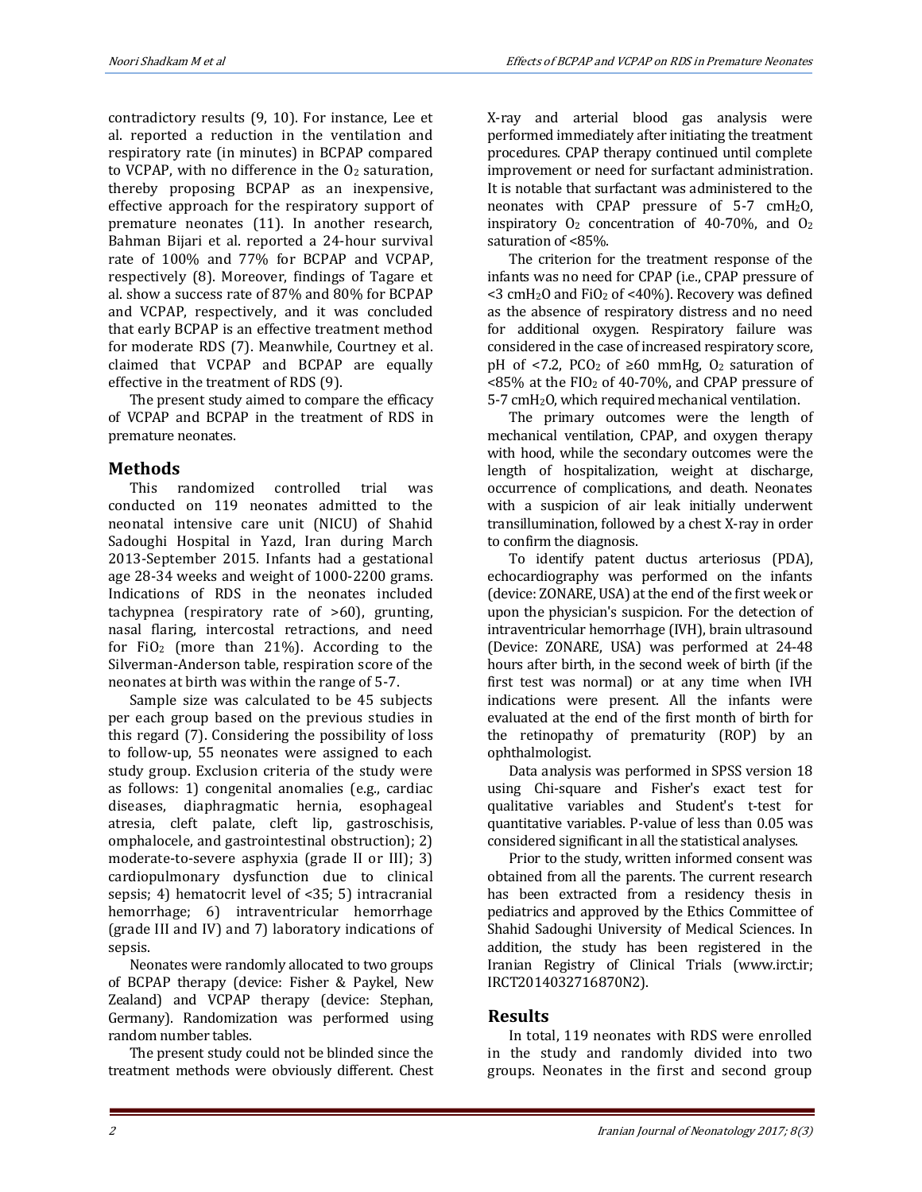contradictory results (9, 10). For instance, Lee et al. reported a reduction in the ventilation and respiratory rate (in minutes) in BCPAP compared to VCPAP, with no difference in the $O_2$ saturation, thereby proposing BCPAP as an inexpensive, effective approach for the respiratory support of premature neonates (11). In another research, Bahman Bijari et al. reported a 24-hour survival rate of 100% and 77% for BCPAP and VCPAP, respectively (8). Moreover, findings of Tagare et al. show a success rate of 87% and 80% for BCPAP and VCPAP, respectively, and it was concluded that early BCPAP is an effective treatment method for moderate RDS (7). Meanwhile, Courtney et al. claimed that VCPAP and BCPAP are equally effective in the treatment of RDS (9).

The present study aimed to compare the efficacy of VCPAP and BCPAP in the treatment of RDS in premature neonates.

## Methods

This randomized controlled trial was conducted on 119 neonates admitted to the neonatal intensive care unit (NICU) of Shahid Sadoughi Hospital in Yazd, Iran during March 2013-September 2015. Infants had a gestational age 28-34 weeks and weight of 1000-2200 grams. Indications of RDS in the neonates included tachypnea (respiratory rate of >60), grunting, nasal flaring, intercostal retractions, and need for $FiO_2$ (more than 21%). According to the Silverman-Anderson table, respiration score of the neonates at birth was within the range of 5-7.

Sample size was calculated to be 45 subjects per each group based on the previous studies in this regard (7). Considering the possibility of loss to follow-up, 55 neonates were assigned to each study group. Exclusion criteria of the study were as follows: 1) congenital anomalies (e.g., cardiac diseases, diaphragmatic hernia, esophageal atresia, cleft palate, cleft lip, gastroschisis, omphalocele, and gastrointestinal obstruction); 2) moderate-to-severe asphyxia (grade II or III); 3) cardiopulmonary dysfunction due to clinical sepsis; 4) hematocrit level of <35; 5) intracranial hemorrhage; 6) intraventricular hemorrhage (grade III and IV) and 7) laboratory indications of sepsis.

Neonates were randomly allocated to two groups of BCPAP therapy (device: Fisher & Paykel, New Zealand) and VCPAP therapy (device: Stephan, Germany). Randomization was performed using random number tables.

The present study could not be blinded since the treatment methods were obviously different. Chest X-ray and arterial blood gas analysis were performed immediately after initiating the treatment procedures. CPAP therapy continued until complete improvement or need for surfactant administration. It is notable that surfactant was administered to the neonates with CPAP pressure of 5-7 $cmH_2O$, inspiratory $O_2$ concentration of 40-70%, and $O_2$ saturation of <85%.

The criterion for the treatment response of the infants was no need for CPAP (i.e., CPAP pressure of <3 $cmH_2O$ and $FiO_2$ of <40%). Recovery was defined as the absence of respiratory distress and no need for additional oxygen. Respiratory failure was considered in the case of increased respiratory score, pH of <7.2, $PCO_2$ of ≥60 mmHg, $O_2$ saturation of <85% at the $FIO_2$ of 40-70%, and CPAP pressure of 5-7 $cmH_2O$, which required mechanical ventilation.

The primary outcomes were the length of mechanical ventilation, CPAP, and oxygen therapy with hood, while the secondary outcomes were the length of hospitalization, weight at discharge, occurrence of complications, and death. Neonates with a suspicion of air leak initially underwent transillumination, followed by a chest X-ray in order to confirm the diagnosis.

To identify patent ductus arteriosus (PDA), echocardiography was performed on the infants (device: ZONARE, USA) at the end of the first week or upon the physician's suspicion. For the detection of intraventricular hemorrhage (IVH), brain ultrasound (Device: ZONARE, USA) was performed at 24-48 hours after birth, in the second week of birth (if the first test was normal) or at any time when IVH indications were present. All the infants were evaluated at the end of the first month of birth for the retinopathy of prematurity (ROP) by an ophthalmologist.

Data analysis was performed in SPSS version 18 using Chi-square and Fisher's exact test for qualitative variables and Student's t-test for quantitative variables. P-value of less than 0.05 was considered significant in all the statistical analyses.

Prior to the study, written informed consent was obtained from all the parents. The current research has been extracted from a residency thesis in pediatrics and approved by the Ethics Committee of Shahid Sadoughi University of Medical Sciences. In addition, the study has been registered in the Iranian Registry of Clinical Trials (www.irct.ir; IRCT2014032716870N2).

## Results

In total, 119 neonates with RDS were enrolled in the study and randomly divided into two groups. Neonates in the first and second group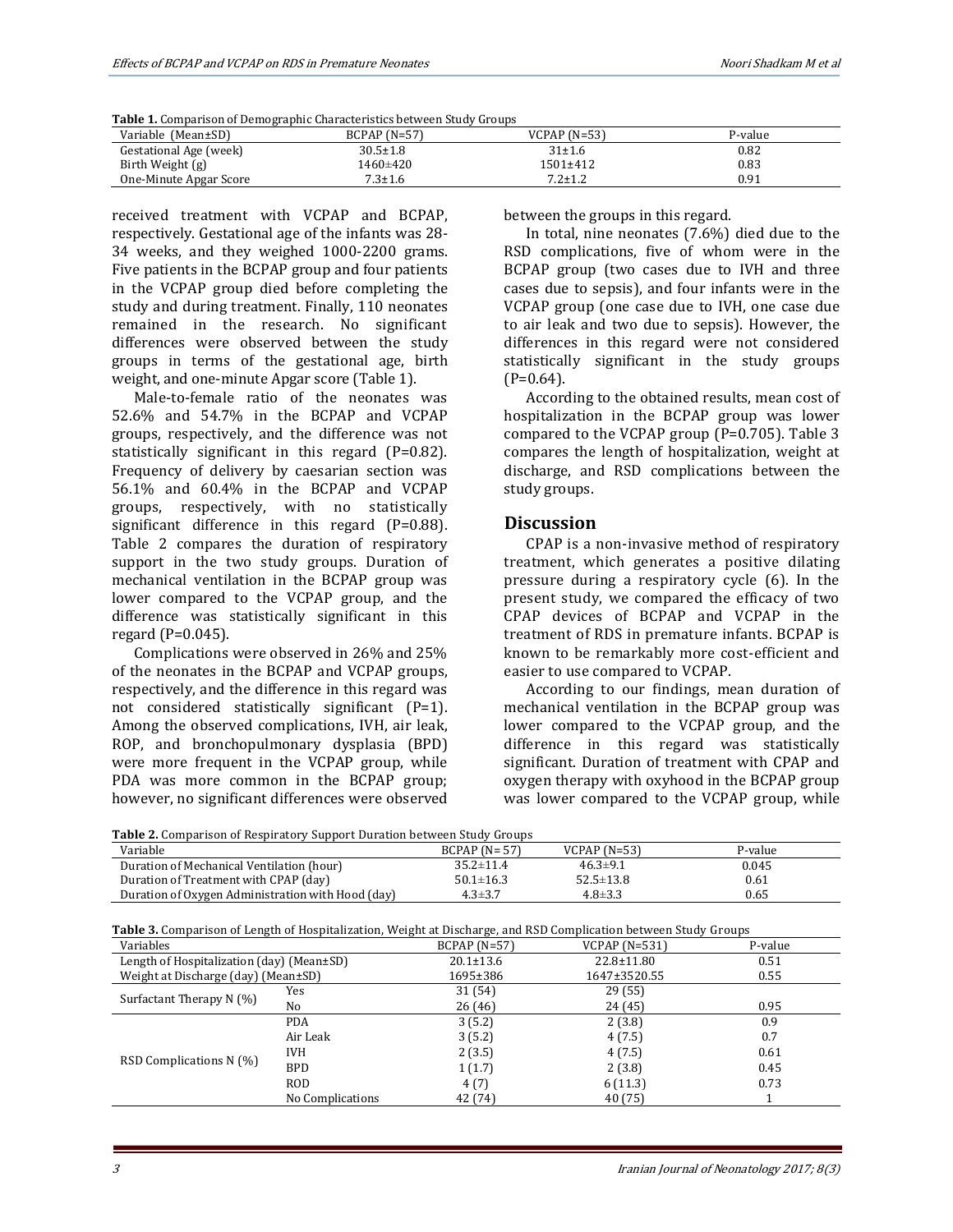**Table 1.** Comparison of Demographic Characteristics between Study Groups

| Variable (Mean±SD) | BCPAP (N=57) | VCPAP (N=53) | P-value |
|---|---|---|---|
| Gestational Age (week) | 30.5±1.8 | 31±1.6 | 0.82 |
| Birth Weight (g) | 1460±420 | 1501±412 | 0.83 |
| One-Minute Apgar Score | 7.3±1.6 | 7.2±1.2 | 0.91 |

received treatment with VCPAP and BCPAP, respectively. Gestational age of the infants was 28-34 weeks, and they weighed 1000-2200 grams. Five patients in the BCPAP group and four patients in the VCPAP group died before completing the study and during treatment. Finally, 110 neonates remained in the research. No significant differences were observed between the study groups in terms of the gestational age, birth weight, and one-minute Apgar score (Table 1).

Male-to-female ratio of the neonates was 52.6% and 54.7% in the BCPAP and VCPAP groups, respectively, and the difference was not statistically significant in this regard (P=0.82). Frequency of delivery by caesarian section was 56.1% and 60.4% in the BCPAP and VCPAP groups, respectively, with no statistically significant difference in this regard (P=0.88). Table 2 compares the duration of respiratory support in the two study groups. Duration of mechanical ventilation in the BCPAP group was lower compared to the VCPAP group, and the difference was statistically significant in this regard (P=0.045).

Complications were observed in 26% and 25% of the neonates in the BCPAP and VCPAP groups, respectively, and the difference in this regard was not considered statistically significant (P=1). Among the observed complications, IVH, air leak, ROP, and bronchopulmonary dysplasia (BPD) were more frequent in the VCPAP group, while PDA was more common in the BCPAP group; however, no significant differences were observed between the groups in this regard.

In total, nine neonates (7.6%) died due to the RSD complications, five of whom were in the BCPAP group (two cases due to IVH and three cases due to sepsis), and four infants were in the VCPAP group (one case due to IVH, one case due to air leak and two due to sepsis). However, the differences in this regard were not considered statistically significant in the study groups (P=0.64).

According to the obtained results, mean cost of hospitalization in the BCPAP group was lower compared to the VCPAP group (P=0.705). Table 3 compares the length of hospitalization, weight at discharge, and RSD complications between the study groups.

## Discussion

CPAP is a non-invasive method of respiratory treatment, which generates a positive dilating pressure during a respiratory cycle (6). In the present study, we compared the efficacy of two CPAP devices of BCPAP and VCPAP in the treatment of RDS in premature infants. BCPAP is known to be remarkably more cost-efficient and easier to use compared to VCPAP.

According to our findings, mean duration of mechanical ventilation in the BCPAP group was lower compared to the VCPAP group, and the difference in this regard was statistically significant. Duration of treatment with CPAP and oxygen therapy with oxyhood in the BCPAP group was lower compared to the VCPAP group, while

**Table 2.** Comparison of Respiratory Support Duration between Study Groups

| Variable | BCPAP (N= 57) | VCPAP (N=53) | P-value |
|---|---|---|---|
| Duration of Mechanical Ventilation (hour) | 35.2±11.4 | 46.3±9.1 | 0.045 |
| Duration of Treatment with CPAP (day) | 50.1±16.3 | 52.5±13.8 | 0.61 |
| Duration of Oxygen Administration with Hood (day) | 4.3±3.7 | 4.8±3.3 | 0.65 |

**Table 3.** Comparison of Length of Hospitalization, Weight at Discharge, and RSD Complication between Study Groups

| Variables | | BCPAP (N=57) | VCPAP (N=531) | P-value |
|---|---|---|---|---|
| Length of Hospitalization (day) (Mean±SD) | | 20.1±13.6 | 22.8±11.80 | 0.51 |
| Weight at Discharge (day) (Mean±SD) | | 1695±386 | 1647±3520.55 | 0.55 |
| Surfactant Therapy N (%) | Yes | 31 (54) | 29 (55) | |
| | No | 26 (46) | 24 (45) | 0.95 |
| RSD Complications N (%) | PDA | 3 (5.2) | 2 (3.8) | 0.9 |
| | Air Leak | 3 (5.2) | 4 (7.5) | 0.7 |
| | IVH | 2 (3.5) | 4 (7.5) | 0.61 |
| | BPD | 1 (1.7) | 2 (3.8) | 0.45 |
| | ROD | 4 (7) | 6 (11.3) | 0.73 |
| | No Complications | 42 (74) | 40 (75) | 1 |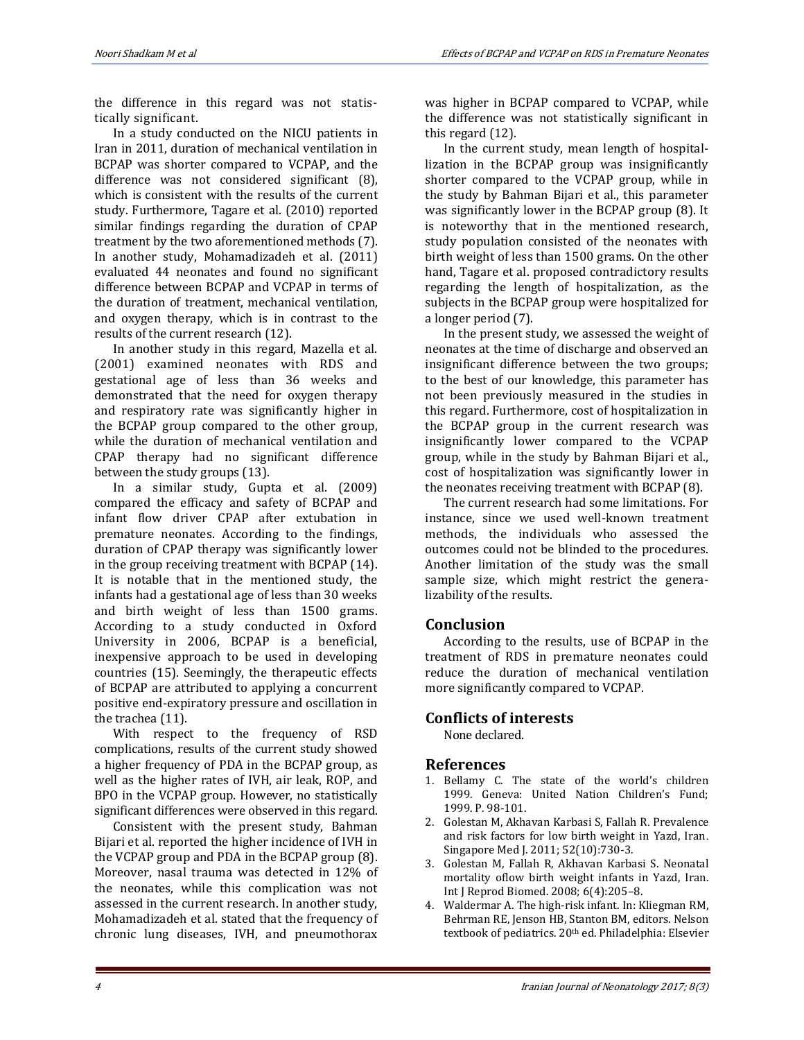the difference in this regard was not statistically significant.

In a study conducted on the NICU patients in Iran in 2011, duration of mechanical ventilation in BCPAP was shorter compared to VCPAP, and the difference was not considered significant (8), which is consistent with the results of the current study. Furthermore, Tagare et al. (2010) reported similar findings regarding the duration of CPAP treatment by the two aforementioned methods (7). In another study, Mohamadizadeh et al. (2011) evaluated 44 neonates and found no significant difference between BCPAP and VCPAP in terms of the duration of treatment, mechanical ventilation, and oxygen therapy, which is in contrast to the results of the current research (12).

In another study in this regard, Mazella et al. (2001) examined neonates with RDS and gestational age of less than 36 weeks and demonstrated that the need for oxygen therapy and respiratory rate was significantly higher in the BCPAP group compared to the other group, while the duration of mechanical ventilation and CPAP therapy had no significant difference between the study groups (13).

In a similar study, Gupta et al. (2009) compared the efficacy and safety of BCPAP and infant flow driver CPAP after extubation in premature neonates. According to the findings, duration of CPAP therapy was significantly lower in the group receiving treatment with BCPAP (14). It is notable that in the mentioned study, the infants had a gestational age of less than 30 weeks and birth weight of less than 1500 grams. According to a study conducted in Oxford University in 2006, BCPAP is a beneficial, inexpensive approach to be used in developing countries (15). Seemingly, the therapeutic effects of BCPAP are attributed to applying a concurrent positive end-expiratory pressure and oscillation in the trachea (11).

With respect to the frequency of RSD complications, results of the current study showed a higher frequency of PDA in the BCPAP group, as well as the higher rates of IVH, air leak, ROP, and BPO in the VCPAP group. However, no statistically significant differences were observed in this regard.

Consistent with the present study, Bahman Bijari et al. reported the higher incidence of IVH in the VCPAP group and PDA in the BCPAP group (8). Moreover, nasal trauma was detected in 12% of the neonates, while this complication was not assessed in the current research. In another study, Mohamadizadeh et al. stated that the frequency of chronic lung diseases, IVH, and pneumothorax was higher in BCPAP compared to VCPAP, while the difference was not statistically significant in this regard (12).

In the current study, mean length of hospitallization in the BCPAP group was insignificantly shorter compared to the VCPAP group, while in the study by Bahman Bijari et al., this parameter was significantly lower in the BCPAP group (8). It is noteworthy that in the mentioned research, study population consisted of the neonates with birth weight of less than 1500 grams. On the other hand, Tagare et al. proposed contradictory results regarding the length of hospitalization, as the subjects in the BCPAP group were hospitalized for a longer period (7).

In the present study, we assessed the weight of neonates at the time of discharge and observed an insignificant difference between the two groups; to the best of our knowledge, this parameter has not been previously measured in the studies in this regard. Furthermore, cost of hospitalization in the BCPAP group in the current research was insignificantly lower compared to the VCPAP group, while in the study by Bahman Bijari et al., cost of hospitalization was significantly lower in the neonates receiving treatment with BCPAP (8).

The current research had some limitations. For instance, since we used well-known treatment methods, the individuals who assessed the outcomes could not be blinded to the procedures. Another limitation of the study was the small sample size, which might restrict the generalizability of the results.

## Conclusion

According to the results, use of BCPAP in the treatment of RDS in premature neonates could reduce the duration of mechanical ventilation more significantly compared to VCPAP.

## Conflicts of interests

None declared.

## References

1. Bellamy C. The state of the world's children 1999. Geneva: United Nation Children's Fund; 1999. P. 98-101.
2. Golestan M, Akhavan Karbasi S, Fallah R. Prevalence and risk factors for low birth weight in Yazd, Iran. Singapore Med J. 2011; 52(10):730-3.
3. Golestan M, Fallah R, Akhavan Karbasi S. Neonatal mortality oflow birth weight infants in Yazd, Iran. Int J Reprod Biomed. 2008; 6(4):205–8.
4. Waldermar A. The high-risk infant. In: Kliegman RM, Behrman RE, Jenson HB, Stanton BM, editors. Nelson textbook of pediatrics. 20th ed. Philadelphia: Elsevier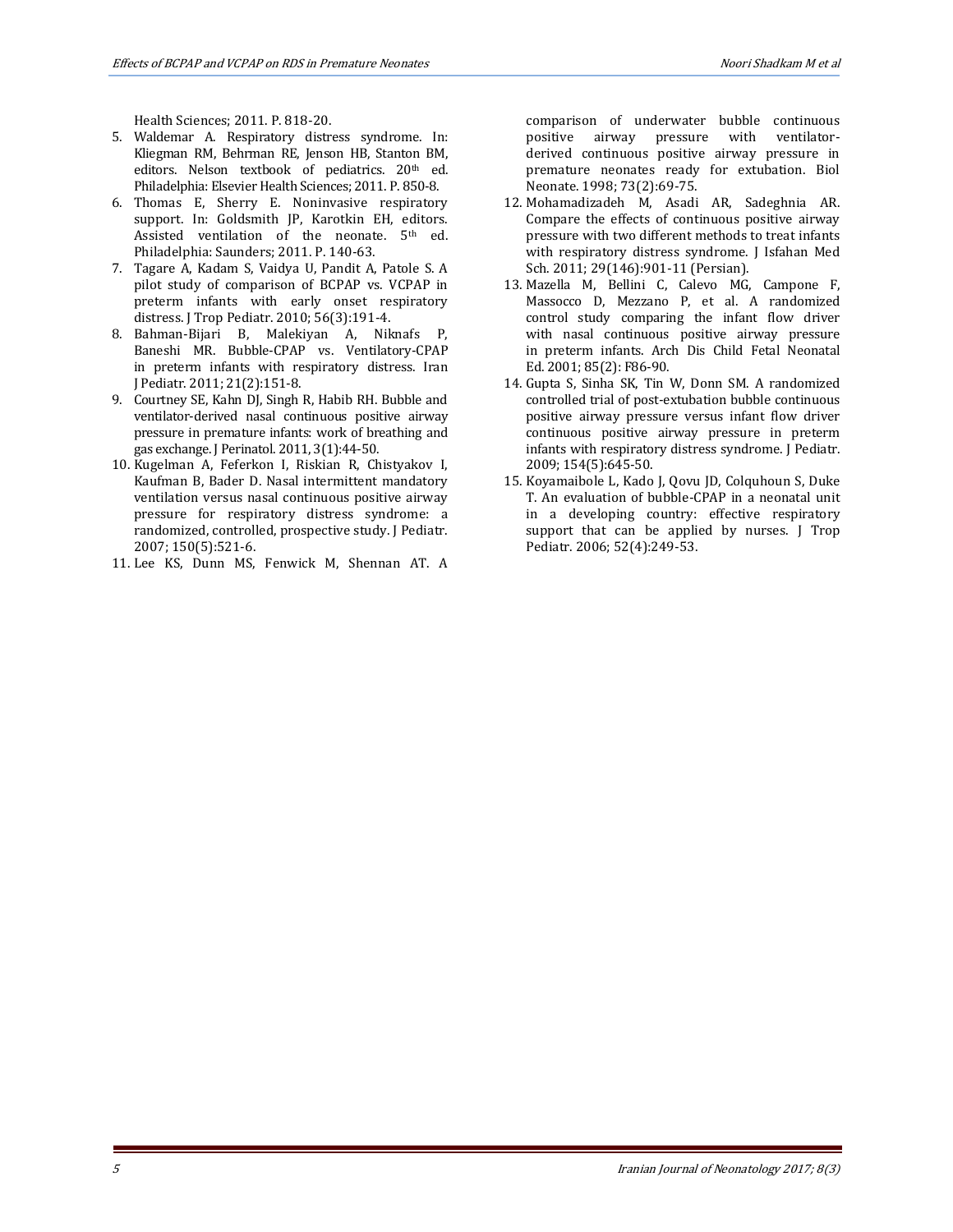Health Sciences; 2011. P. 818-20.

5. Waldemar A. Respiratory distress syndrome. In: Kliegman RM, Behrman RE, Jenson HB, Stanton BM, editors. Nelson textbook of pediatrics. 20th ed. Philadelphia: Elsevier Health Sciences; 2011. P. 850-8.
6. Thomas E, Sherry E. Noninvasive respiratory support. In: Goldsmith JP, Karotkin EH, editors. Assisted ventilation of the neonate. 5th ed. Philadelphia: Saunders; 2011. P. 140-63.
7. Tagare A, Kadam S, Vaidya U, Pandit A, Patole S. A pilot study of comparison of BCPAP vs. VCPAP in preterm infants with early onset respiratory distress. J Trop Pediatr. 2010; 56(3):191-4.
8. Bahman-Bijari B, Malekiyan A, Niknafs P, Baneshi MR. Bubble-CPAP vs. Ventilatory-CPAP in preterm infants with respiratory distress. Iran J Pediatr. 2011; 21(2):151-8.
9. Courtney SE, Kahn DJ, Singh R, Habib RH. Bubble and ventilator-derived nasal continuous positive airway pressure in premature infants: work of breathing and gas exchange. J Perinatol. 2011, 3(1):44-50.
10. Kugelman A, Feferkon I, Riskian R, Chistyakov I, Kaufman B, Bader D. Nasal intermittent mandatory ventilation versus nasal continuous positive airway pressure for respiratory distress syndrome: a randomized, controlled, prospective study. J Pediatr. 2007; 150(5):521-6.
11. Lee KS, Dunn MS, Fenwick M, Shennan AT. A comparison of underwater bubble continuous positive airway pressure with ventilator-derived continuous positive airway pressure in premature neonates ready for extubation. Biol Neonate. 1998; 73(2):69-75.
12. Mohamadizadeh M, Asadi AR, Sadeghnia AR. Compare the effects of continuous positive airway pressure with two different methods to treat infants with respiratory distress syndrome. J Isfahan Med Sch. 2011; 29(146):901-11 (Persian).
13. Mazella M, Bellini C, Calevo MG, Campone F, Massocco D, Mezzano P, et al. A randomized control study comparing the infant flow driver with nasal continuous positive airway pressure in preterm infants. Arch Dis Child Fetal Neonatal Ed. 2001; 85(2): F86-90.
14. Gupta S, Sinha SK, Tin W, Donn SM. A randomized controlled trial of post-extubation bubble continuous positive airway pressure versus infant flow driver continuous positive airway pressure in preterm infants with respiratory distress syndrome. J Pediatr. 2009; 154(5):645-50.
15. Koyamaibole L, Kado J, Qovu JD, Colquhoun S, Duke T. An evaluation of bubble-CPAP in a neonatal unit in a developing country: effective respiratory support that can be applied by nurses. J Trop Pediatr. 2006; 52(4):249-53.